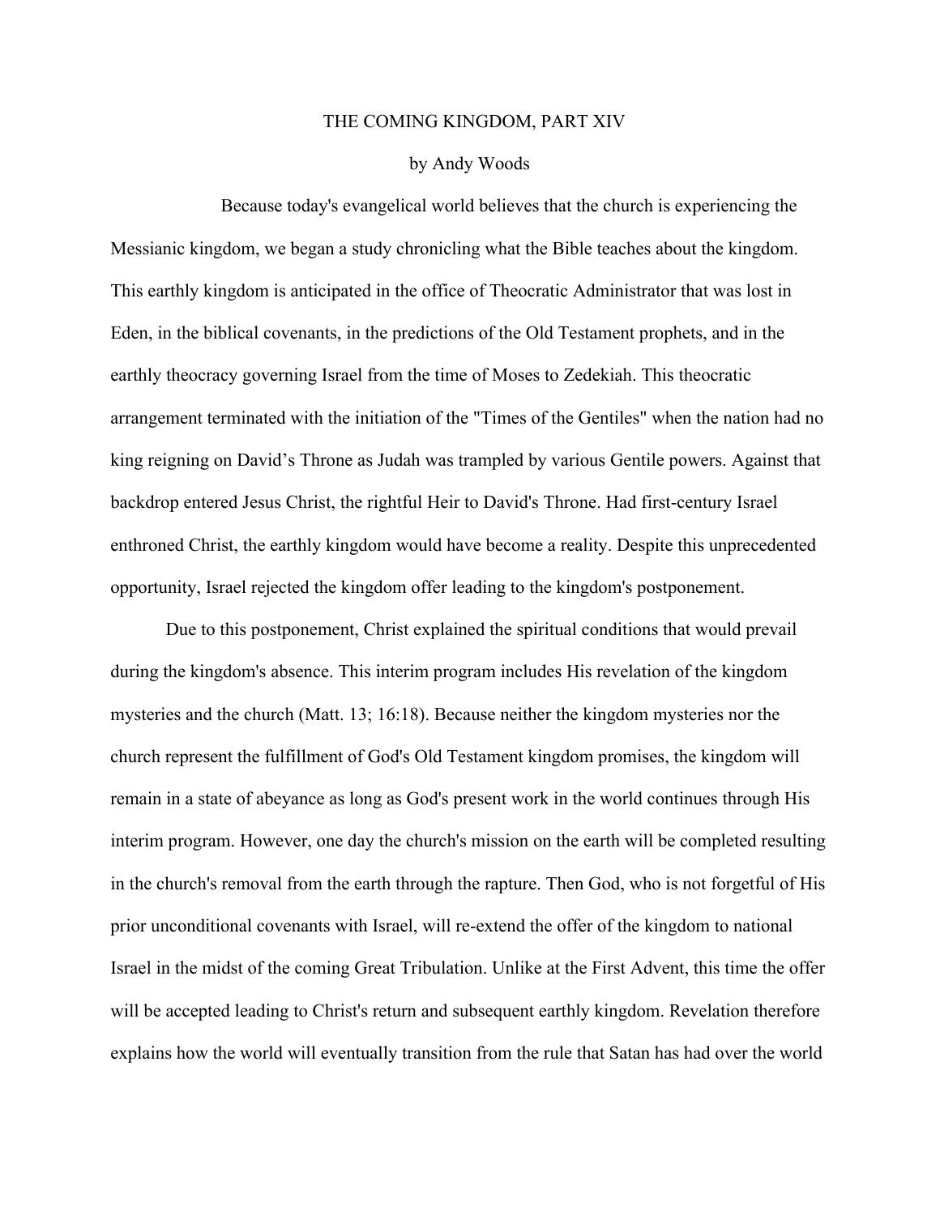# THE COMING KINGDOM, PART XIV

by Andy Woods

Because today's evangelical world believes that the church is experiencing the Messianic kingdom, we began a study chronicling what the Bible teaches about the kingdom. This earthly kingdom is anticipated in the office of Theocratic Administrator that was lost in Eden, in the biblical covenants, in the predictions of the Old Testament prophets, and in the earthly theocracy governing Israel from the time of Moses to Zedekiah. This theocratic arrangement terminated with the initiation of the "Times of the Gentiles" when the nation had no king reigning on David's Throne as Judah was trampled by various Gentile powers. Against that backdrop entered Jesus Christ, the rightful Heir to David's Throne. Had first-century Israel enthroned Christ, the earthly kingdom would have become a reality. Despite this unprecedented opportunity, Israel rejected the kingdom offer leading to the kingdom's postponement.

Due to this postponement, Christ explained the spiritual conditions that would prevail during the kingdom's absence. This interim program includes His revelation of the kingdom mysteries and the church (Matt. 13; 16:18). Because neither the kingdom mysteries nor the church represent the fulfillment of God's Old Testament kingdom promises, the kingdom will remain in a state of abeyance as long as God's present work in the world continues through His interim program. However, one day the church's mission on the earth will be completed resulting in the church's removal from the earth through the rapture. Then God, who is not forgetful of His prior unconditional covenants with Israel, will re-extend the offer of the kingdom to national Israel in the midst of the coming Great Tribulation. Unlike at the First Advent, this time the offer will be accepted leading to Christ's return and subsequent earthly kingdom. Revelation therefore explains how the world will eventually transition from the rule that Satan has had over the world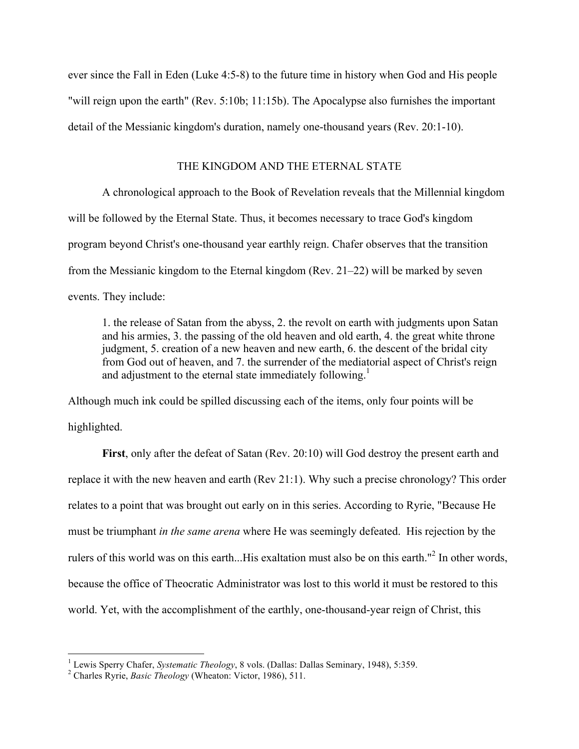ever since the Fall in Eden (Luke 4:5-8) to the future time in history when God and His people "will reign upon the earth" (Rev. 5:10b; 11:15b). The Apocalypse also furnishes the important detail of the Messianic kingdom's duration, namely one-thousand years (Rev. 20:1-10).

## THE KINGDOM AND THE ETERNAL STATE

A chronological approach to the Book of Revelation reveals that the Millennial kingdom will be followed by the Eternal State. Thus, it becomes necessary to trace God's kingdom program beyond Christ's one-thousand year earthly reign. Chafer observes that the transition from the Messianic kingdom to the Eternal kingdom (Rev. 21–22) will be marked by seven events. They include:

> 1. the release of Satan from the abyss, 2. the revolt on earth with judgments upon Satan and his armies, 3. the passing of the old heaven and old earth, 4. the great white throne judgment, 5. creation of a new heaven and new earth, 6. the descent of the bridal city from God out of heaven, and 7. the surrender of the mediatorial aspect of Christ's reign and adjustment to the eternal state immediately following.[1]

Although much ink could be spilled discussing each of the items, only four points will be highlighted.

**First**, only after the defeat of Satan (Rev. 20:10) will God destroy the present earth and replace it with the new heaven and earth (Rev 21:1). Why such a precise chronology? This order relates to a point that was brought out early on in this series. According to Ryrie, "Because He must be triumphant *in the same arena* where He was seemingly defeated. His rejection by the rulers of this world was on this earth...His exaltation must also be on this earth."[2] In other words, because the office of Theocratic Administrator was lost to this world it must be restored to this world. Yet, with the accomplishment of the earthly, one-thousand-year reign of Christ, this

---

[1] Lewis Sperry Chafer, *Systematic Theology*, 8 vols. (Dallas: Dallas Seminary, 1948), 5:359.

[2] Charles Ryrie, *Basic Theology* (Wheaton: Victor, 1986), 511.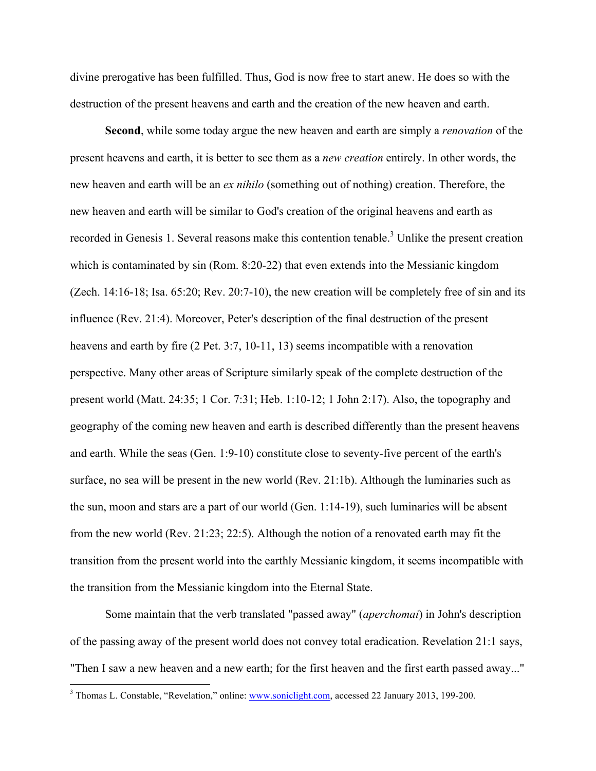divine prerogative has been fulfilled. Thus, God is now free to start anew. He does so with the destruction of the present heavens and earth and the creation of the new heaven and earth.

**Second**, while some today argue the new heaven and earth are simply a *renovation* of the present heavens and earth, it is better to see them as a *new creation* entirely. In other words, the new heaven and earth will be an *ex nihilo* (something out of nothing) creation. Therefore, the new heaven and earth will be similar to God's creation of the original heavens and earth as recorded in Genesis 1. Several reasons make this contention tenable.[3] Unlike the present creation which is contaminated by sin (Rom. 8:20-22) that even extends into the Messianic kingdom (Zech. 14:16-18; Isa. 65:20; Rev. 20:7-10), the new creation will be completely free of sin and its influence (Rev. 21:4). Moreover, Peter's description of the final destruction of the present heavens and earth by fire (2 Pet. 3:7, 10-11, 13) seems incompatible with a renovation perspective. Many other areas of Scripture similarly speak of the complete destruction of the present world (Matt. 24:35; 1 Cor. 7:31; Heb. 1:10-12; 1 John 2:17). Also, the topography and geography of the coming new heaven and earth is described differently than the present heavens and earth. While the seas (Gen. 1:9-10) constitute close to seventy-five percent of the earth's surface, no sea will be present in the new world (Rev. 21:1b). Although the luminaries such as the sun, moon and stars are a part of our world (Gen. 1:14-19), such luminaries will be absent from the new world (Rev. 21:23; 22:5). Although the notion of a renovated earth may fit the transition from the present world into the earthly Messianic kingdom, it seems incompatible with the transition from the Messianic kingdom into the Eternal State.

Some maintain that the verb translated "passed away" (*aperchomai*) in John's description of the passing away of the present world does not convey total eradication. Revelation 21:1 says, "Then I saw a new heaven and a new earth; for the first heaven and the first earth passed away..."

---

[3] Thomas L. Constable, "Revelation," online: www.soniclight.com, accessed 22 January 2013, 199-200.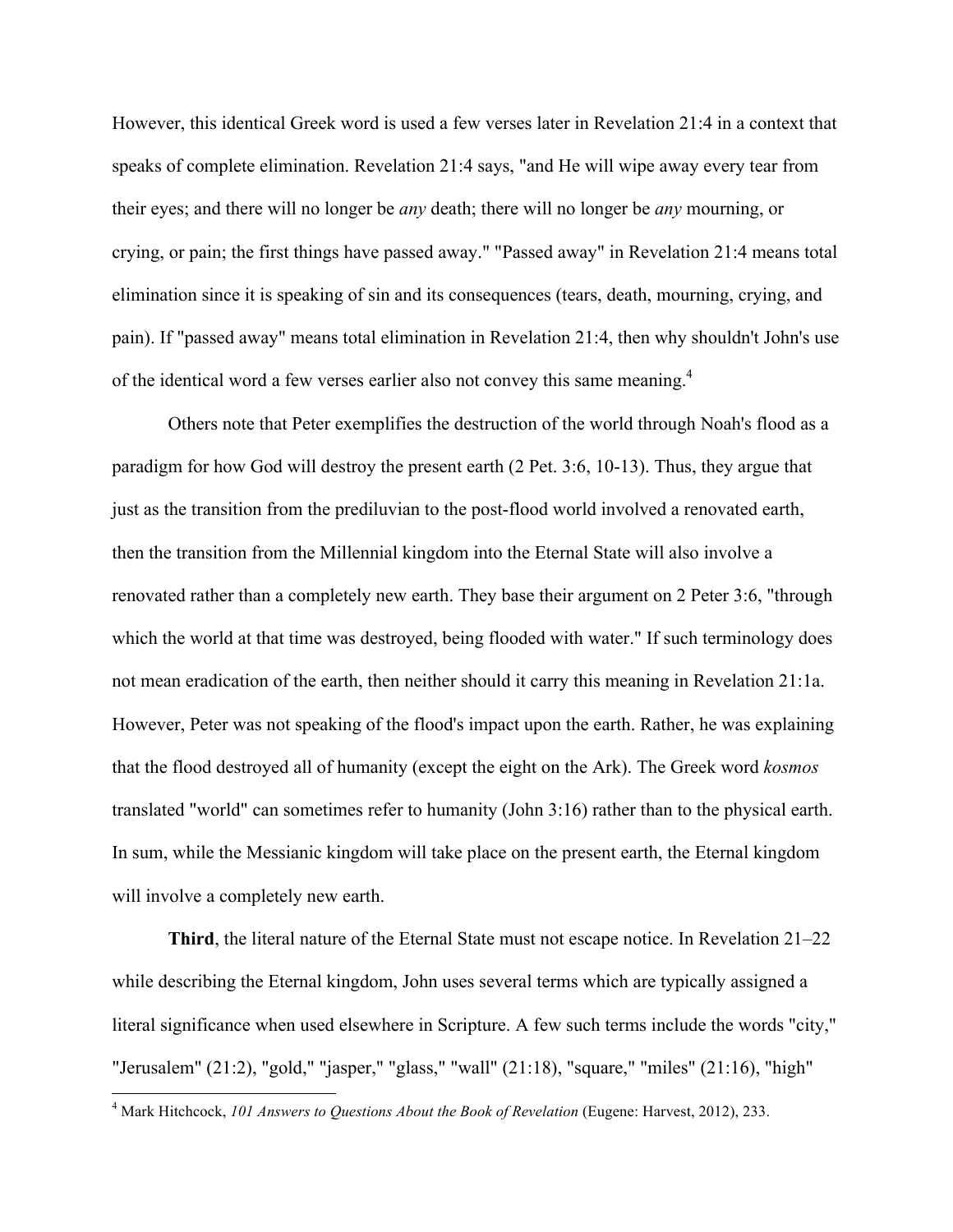However, this identical Greek word is used a few verses later in Revelation 21:4 in a context that speaks of complete elimination. Revelation 21:4 says, "and He will wipe away every tear from their eyes; and there will no longer be *any* death; there will no longer be *any* mourning, or crying, or pain; the first things have passed away." "Passed away" in Revelation 21:4 means total elimination since it is speaking of sin and its consequences (tears, death, mourning, crying, and pain). If "passed away" means total elimination in Revelation 21:4, then why shouldn't John's use of the identical word a few verses earlier also not convey this same meaning.[4]

Others note that Peter exemplifies the destruction of the world through Noah's flood as a paradigm for how God will destroy the present earth (2 Pet. 3:6, 10-13). Thus, they argue that just as the transition from the prediluvian to the post-flood world involved a renovated earth, then the transition from the Millennial kingdom into the Eternal State will also involve a renovated rather than a completely new earth. They base their argument on 2 Peter 3:6, "through which the world at that time was destroyed, being flooded with water." If such terminology does not mean eradication of the earth, then neither should it carry this meaning in Revelation 21:1a. However, Peter was not speaking of the flood's impact upon the earth. Rather, he was explaining that the flood destroyed all of humanity (except the eight on the Ark). The Greek word *kosmos* translated "world" can sometimes refer to humanity (John 3:16) rather than to the physical earth. In sum, while the Messianic kingdom will take place on the present earth, the Eternal kingdom will involve a completely new earth.

**Third**, the literal nature of the Eternal State must not escape notice. In Revelation 21–22 while describing the Eternal kingdom, John uses several terms which are typically assigned a literal significance when used elsewhere in Scripture. A few such terms include the words "city," "Jerusalem" (21:2), "gold," "jasper," "glass," "wall" (21:18), "square," "miles" (21:16), "high"

---

[4] Mark Hitchcock, *101 Answers to Questions About the Book of Revelation* (Eugene: Harvest, 2012), 233.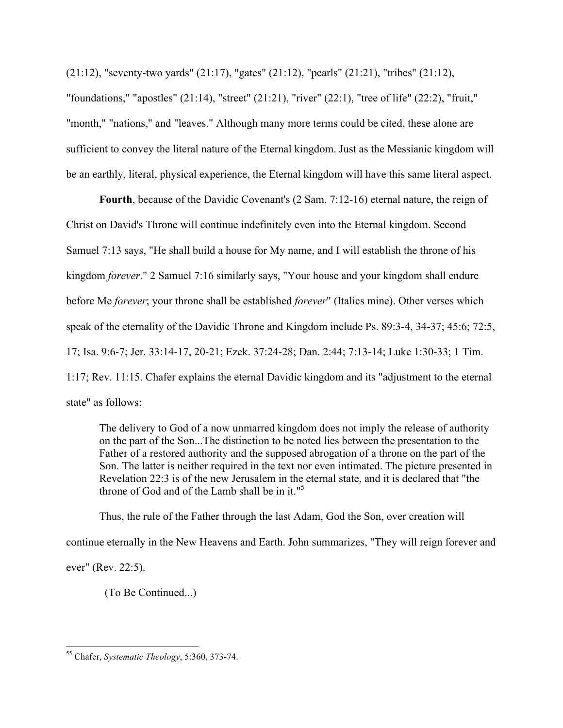(21:12), "seventy-two yards" (21:17), "gates" (21:12), "pearls" (21:21), "tribes" (21:12), "foundations," "apostles" (21:14), "street" (21:21), "river" (22:1), "tree of life" (22:2), "fruit," "month," "nations," and "leaves." Although many more terms could be cited, these alone are sufficient to convey the literal nature of the Eternal kingdom. Just as the Messianic kingdom will be an earthly, literal, physical experience, the Eternal kingdom will have this same literal aspect.

**Fourth**, because of the Davidic Covenant's (2 Sam. 7:12-16) eternal nature, the reign of Christ on David's Throne will continue indefinitely even into the Eternal kingdom. Second Samuel 7:13 says, "He shall build a house for My name, and I will establish the throne of his kingdom *forever*." 2 Samuel 7:16 similarly says, "Your house and your kingdom shall endure before Me *forever*; your throne shall be established *forever*" (Italics mine). Other verses which speak of the eternality of the Davidic Throne and Kingdom include Ps. 89:3-4, 34-37; 45:6; 72:5, 17; Isa. 9:6-7; Jer. 33:14-17, 20-21; Ezek. 37:24-28; Dan. 2:44; 7:13-14; Luke 1:30-33; 1 Tim. 1:17; Rev. 11:15. Chafer explains the eternal Davidic kingdom and its "adjustment to the eternal state" as follows:

> The delivery to God of a now unmarred kingdom does not imply the release of authority on the part of the Son...The distinction to be noted lies between the presentation to the Father of a restored authority and the supposed abrogation of a throne on the part of the Son. The latter is neither required in the text nor even intimated. The picture presented in Revelation 22:3 is of the new Jerusalem in the eternal state, and it is declared that "the throne of God and of the Lamb shall be in it."[5]

Thus, the rule of the Father through the last Adam, God the Son, over creation will continue eternally in the New Heavens and Earth. John summarizes, "They will reign forever and ever" (Rev. 22:5).

(To Be Continued...)

---

[55] Chafer, *Systematic Theology*, 5:360, 373-74.